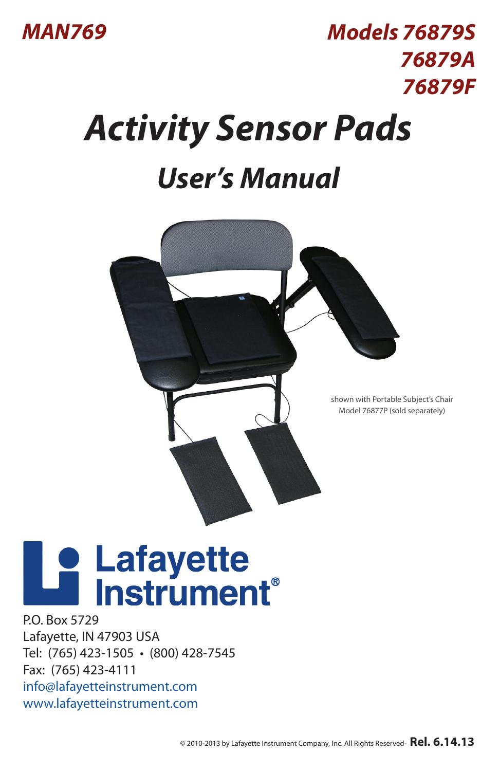MAN769

Models 76879S
76879A
76879F

# Activity Sensor Pads

## User's Manual

shown with Portable Subject's Chair Model 76877P (sold separately)

Lafayette Instrument®

P.O. Box 5729
Lafayette, IN 47903 USA
Tel: (765) 423-1505 • (800) 428-7545
Fax: (765) 423-4111
info@lafayetteinstrument.com
www.lafayetteinstrument.com

© 2010-2013 by Lafayette Instrument Company, Inc. All Rights Reserved- **Rel. 6.14.13**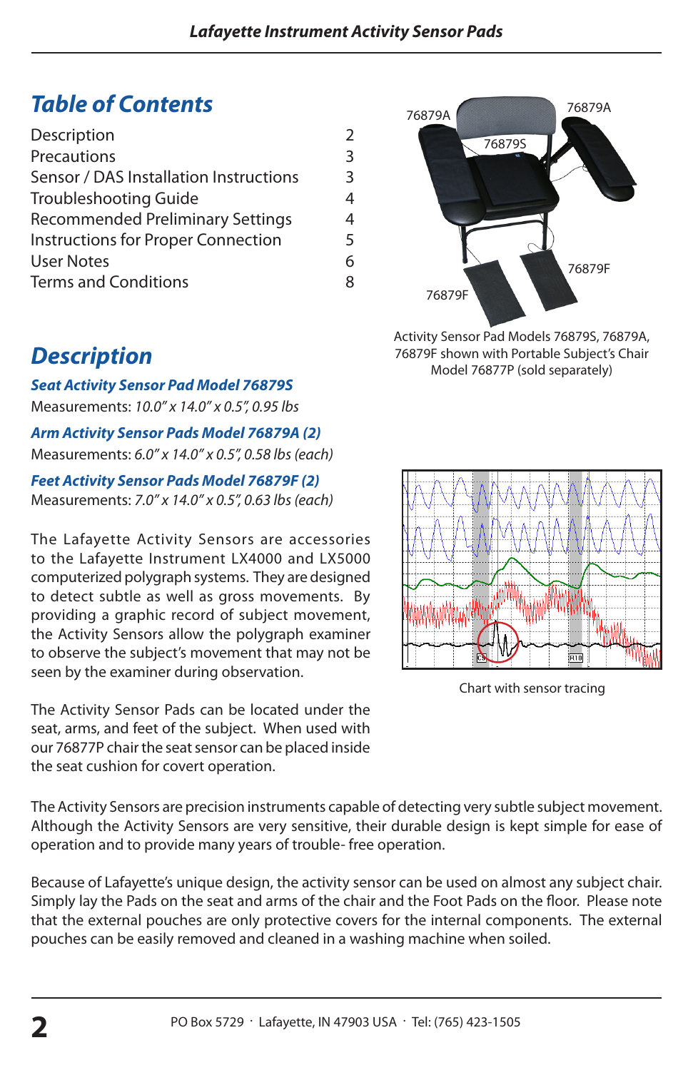## Table of Contents

| | |
|---|---|
| Description | 2 |
| Precautions | 3 |
| Sensor / DAS Installation Instructions | 3 |
| Troubleshooting Guide | 4 |
| Recommended Preliminary Settings | 4 |
| Instructions for Proper Connection | 5 |
| User Notes | 6 |
| Terms and Conditions | 8 |

Activity Sensor Pad Models 76879S, 76879A, 76879F shown with Portable Subject's Chair Model 76877P (sold separately)

## Description

### Seat Activity Sensor Pad Model 76879S

Measurements: *10.0" x 14.0" x 0.5", 0.95 lbs*

### Arm Activity Sensor Pads Model 76879A (2)

Measurements: *6.0" x 14.0" x 0.5", 0.58 lbs (each)*

### Feet Activity Sensor Pads Model 76879F (2)

Measurements: *7.0" x 14.0" x 0.5", 0.63 lbs (each)*

The Lafayette Activity Sensors are accessories to the Lafayette Instrument LX4000 and LX5000 computerized polygraph systems. They are designed to detect subtle as well as gross movements. By providing a graphic record of subject movement, the Activity Sensors allow the polygraph examiner to observe the subject's movement that may not be seen by the examiner during observation.

The Activity Sensor Pads can be located under the seat, arms, and feet of the subject. When used with our 76877P chair the seat sensor can be placed inside the seat cushion for covert operation.

Chart with sensor tracing

The Activity Sensors are precision instruments capable of detecting very subtle subject movement. Although the Activity Sensors are very sensitive, their durable design is kept simple for ease of operation and to provide many years of trouble- free operation.

Because of Lafayette's unique design, the activity sensor can be used on almost any subject chair. Simply lay the Pads on the seat and arms of the chair and the Foot Pads on the floor. Please note that the external pouches are only protective covers for the internal components. The external pouches can be easily removed and cleaned in a washing machine when soiled.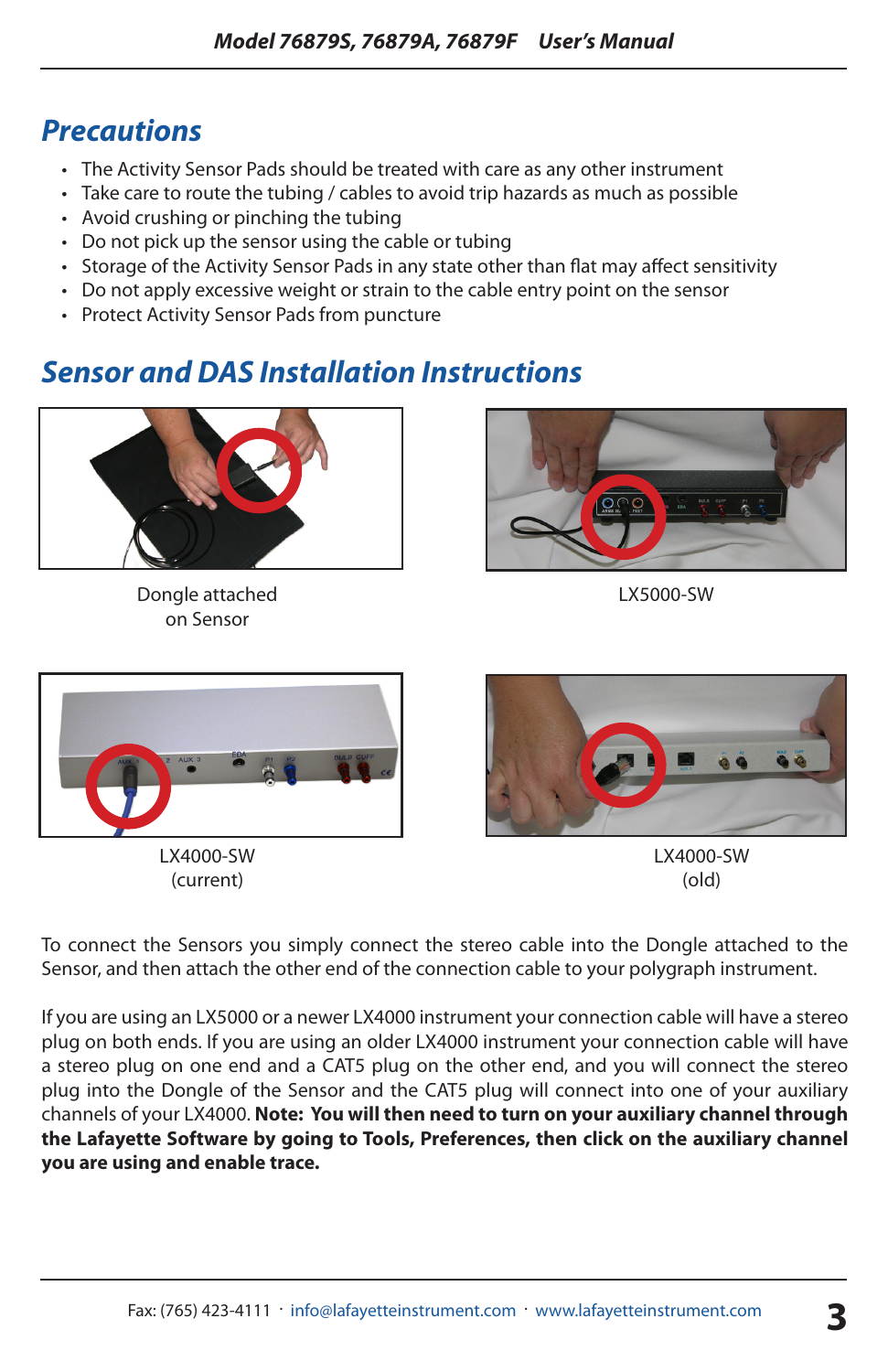## Precautions

- The Activity Sensor Pads should be treated with care as any other instrument
- Take care to route the tubing / cables to avoid trip hazards as much as possible
- Avoid crushing or pinching the tubing
- Do not pick up the sensor using the cable or tubing
- Storage of the Activity Sensor Pads in any state other than flat may affect sensitivity
- Do not apply excessive weight or strain to the cable entry point on the sensor
- Protect Activity Sensor Pads from puncture

## Sensor and DAS Installation Instructions

Dongle attached on Sensor

LX5000-SW

LX4000-SW (current)

LX4000-SW (old)

To connect the Sensors you simply connect the stereo cable into the Dongle attached to the Sensor, and then attach the other end of the connection cable to your polygraph instrument.

If you are using an LX5000 or a newer LX4000 instrument your connection cable will have a stereo plug on both ends. If you are using an older LX4000 instrument your connection cable will have a stereo plug on one end and a CAT5 plug on the other end, and you will connect the stereo plug into the Dongle of the Sensor and the CAT5 plug will connect into one of your auxiliary channels of your LX4000. **Note: You will then need to turn on your auxiliary channel through the Lafayette Software by going to Tools, Preferences, then click on the auxiliary channel you are using and enable trace.**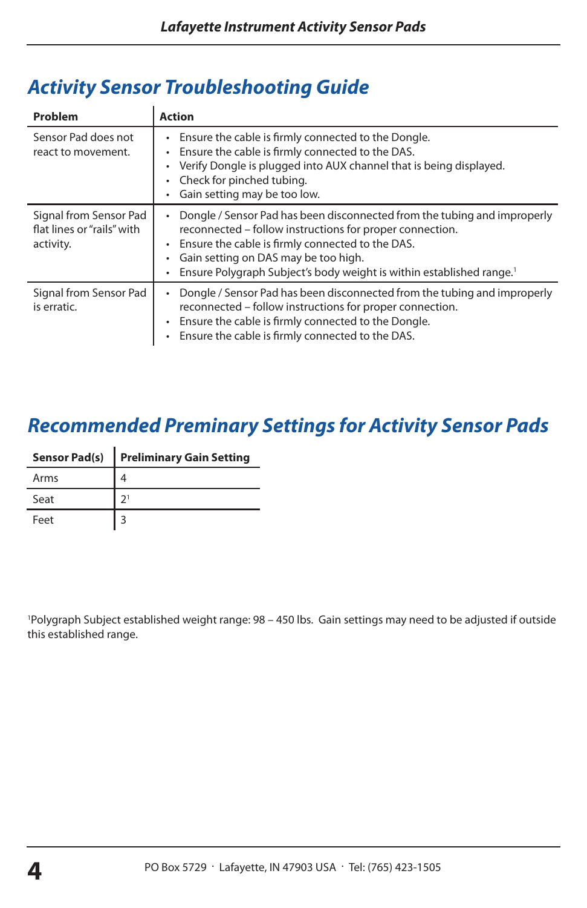## Activity Sensor Troubleshooting Guide

| Problem | Action |
| --- | --- |
| Sensor Pad does not react to movement. | • Ensure the cable is firmly connected to the Dongle.<br>• Ensure the cable is firmly connected to the DAS.<br>• Verify Dongle is plugged into AUX channel that is being displayed.<br>• Check for pinched tubing.<br>• Gain setting may be too low. |
| Signal from Sensor Pad flat lines or "rails" with activity. | • Dongle / Sensor Pad has been disconnected from the tubing and improperly reconnected – follow instructions for proper connection.<br>• Ensure the cable is firmly connected to the DAS.<br>• Gain setting on DAS may be too high.<br>• Ensure Polygraph Subject's body weight is within established range.[1] |
| Signal from Sensor Pad is erratic. | • Dongle / Sensor Pad has been disconnected from the tubing and improperly reconnected – follow instructions for proper connection.<br>• Ensure the cable is firmly connected to the Dongle.<br>• Ensure the cable is firmly connected to the DAS. |

## Recommended Preminary Settings for Activity Sensor Pads

| Sensor Pad(s) | Preliminary Gain Setting |
| --- | --- |
| Arms | 4 |
| Seat | 2[1] |
| Feet | 3 |

[1]Polygraph Subject established weight range: 98 – 450 lbs. Gain settings may need to be adjusted if outside this established range.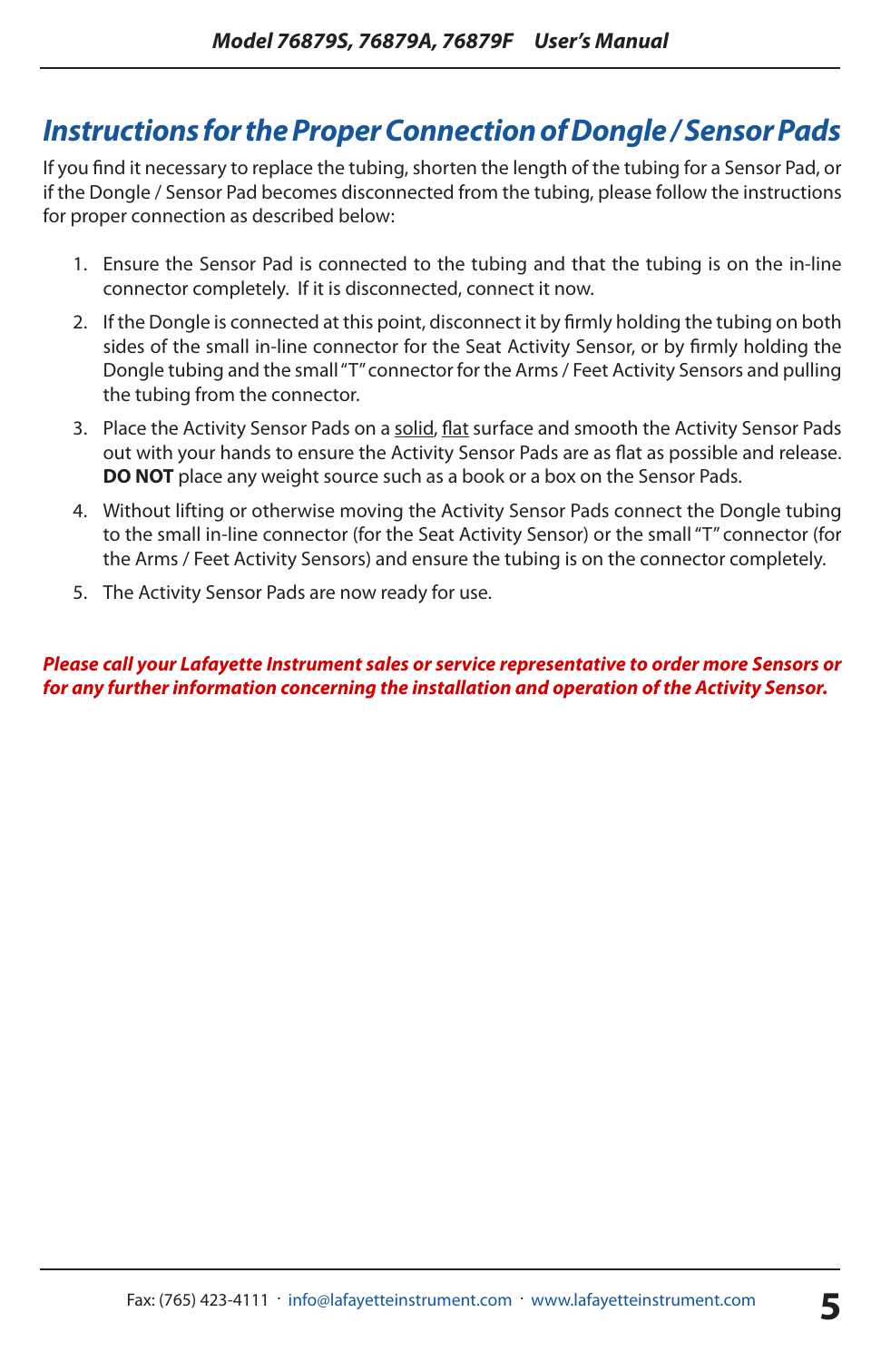## *Instructions for the Proper Connection of Dongle / Sensor Pads*

If you find it necessary to replace the tubing, shorten the length of the tubing for a Sensor Pad, or if the Dongle / Sensor Pad becomes disconnected from the tubing, please follow the instructions for proper connection as described below:

1. Ensure the Sensor Pad is connected to the tubing and that the tubing is on the in-line connector completely. If it is disconnected, connect it now.
2. If the Dongle is connected at this point, disconnect it by firmly holding the tubing on both sides of the small in-line connector for the Seat Activity Sensor, or by firmly holding the Dongle tubing and the small "T" connector for the Arms / Feet Activity Sensors and pulling the tubing from the connector.
3. Place the Activity Sensor Pads on a <u>solid</u>, <u>flat</u> surface and smooth the Activity Sensor Pads out with your hands to ensure the Activity Sensor Pads are as flat as possible and release. **DO NOT** place any weight source such as a book or a box on the Sensor Pads.
4. Without lifting or otherwise moving the Activity Sensor Pads connect the Dongle tubing to the small in-line connector (for the Seat Activity Sensor) or the small "T" connector (for the Arms / Feet Activity Sensors) and ensure the tubing is on the connector completely.
5. The Activity Sensor Pads are now ready for use.

***Please call your Lafayette Instrument sales or service representative to order more Sensors or for any further information concerning the installation and operation of the Activity Sensor.***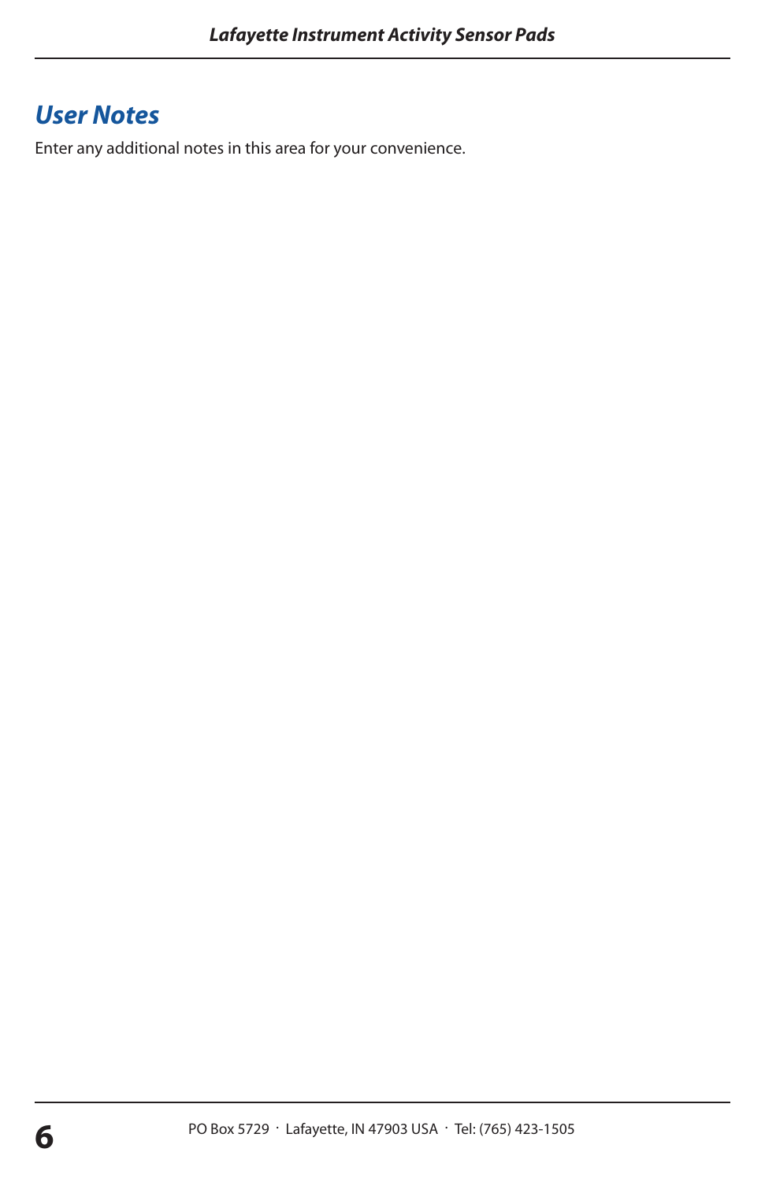## User Notes

Enter any additional notes in this area for your convenience.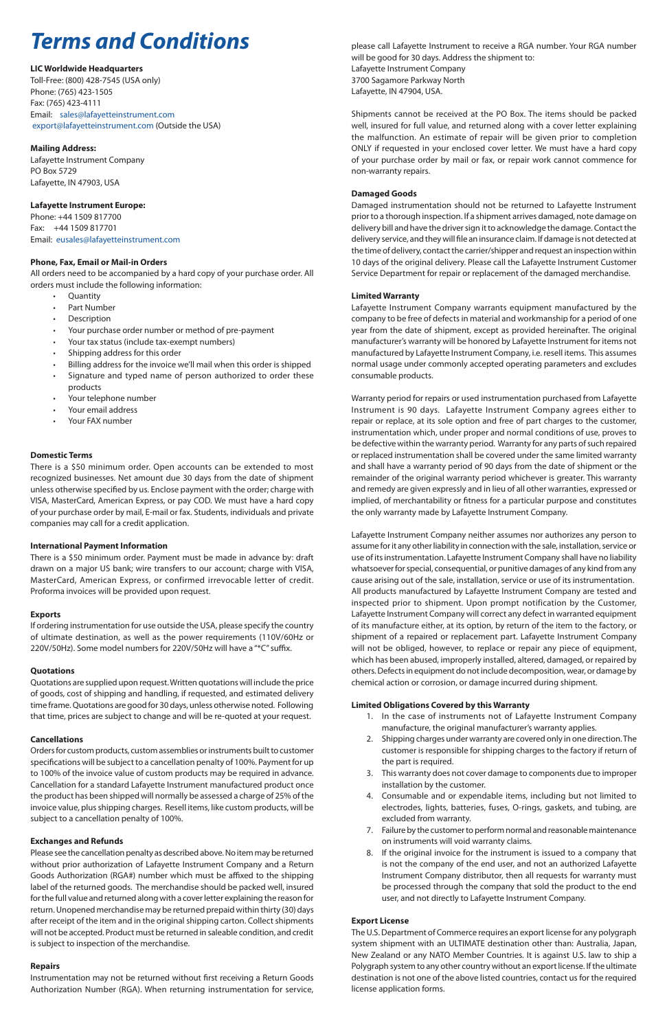# Terms and Conditions

**LIC Worldwide Headquarters**
Toll-Free: (800) 428-7545 (USA only)
Phone: (765) 423-1505
Fax: (765) 423-4111
Email: sales@lafayetteinstrument.com
export@lafayetteinstrument.com (Outside the USA)

**Mailing Address:**
Lafayette Instrument Company
PO Box 5729
Lafayette, IN 47903, USA

**Lafayette Instrument Europe:**
Phone: +44 1509 817700
Fax: +44 1509 817701
Email: eusales@lafayetteinstrument.com

**Phone, Fax, Email or Mail-in Orders**

All orders need to be accompanied by a hard copy of your purchase order. All orders must include the following information:

- Quantity
- Part Number
- Description
- Your purchase order number or method of pre-payment
- Your tax status (include tax-exempt numbers)
- Shipping address for this order
- Billing address for the invoice we'll mail when this order is shipped
- Signature and typed name of person authorized to order these products
- Your telephone number
- Your email address
- Your FAX number

**Domestic Terms**

There is a $50 minimum order. Open accounts can be extended to most recognized businesses. Net amount due 30 days from the date of shipment unless otherwise specified by us. Enclose payment with the order; charge with VISA, MasterCard, American Express, or pay COD. We must have a hard copy of your purchase order by mail, E-mail or fax. Students, individuals and private companies may call for a credit application.

**International Payment Information**

There is a $50 minimum order. Payment must be made in advance by: draft drawn on a major US bank; wire transfers to our account; charge with VISA, MasterCard, American Express, or confirmed irrevocable letter of credit. Proforma invoices will be provided upon request.

**Exports**

If ordering instrumentation for use outside the USA, please specify the country of ultimate destination, as well as the power requirements (110V/60Hz or 220V/50Hz). Some model numbers for 220V/50Hz will have a "*C" suffix.

**Quotations**

Quotations are supplied upon request. Written quotations will include the price of goods, cost of shipping and handling, if requested, and estimated delivery time frame. Quotations are good for 30 days, unless otherwise noted. Following that time, prices are subject to change and will be re-quoted at your request.

**Cancellations**

Orders for custom products, custom assemblies or instruments built to customer specifications will be subject to a cancellation penalty of 100%. Payment for up to 100% of the invoice value of custom products may be required in advance. Cancellation for a standard Lafayette Instrument manufactured product once the product has been shipped will normally be assessed a charge of 25% of the invoice value, plus shipping charges. Resell items, like custom products, will be subject to a cancellation penalty of 100%.

**Exchanges and Refunds**

Please see the cancellation penalty as described above. No item may be returned without prior authorization of Lafayette Instrument Company and a Return Goods Authorization (RGA#) number which must be affixed to the shipping label of the returned goods. The merchandise should be packed well, insured for the full value and returned along with a cover letter explaining the reason for return. Unopened merchandise may be returned prepaid within thirty (30) days after receipt of the item and in the original shipping carton. Collect shipments will not be accepted. Product must be returned in saleable condition, and credit is subject to inspection of the merchandise.

**Repairs**

Instrumentation may not be returned without first receiving a Return Goods Authorization Number (RGA). When returning instrumentation for service, please call Lafayette Instrument to receive a RGA number. Your RGA number will be good for 30 days. Address the shipment to:
Lafayette Instrument Company
3700 Sagamore Parkway North
Lafayette, IN 47904, USA.

Shipments cannot be received at the PO Box. The items should be packed well, insured for full value, and returned along with a cover letter explaining the malfunction. An estimate of repair will be given prior to completion ONLY if requested in your enclosed cover letter. We must have a hard copy of your purchase order by mail or fax, or repair work cannot commence for non-warranty repairs.

**Damaged Goods**

Damaged instrumentation should not be returned to Lafayette Instrument prior to a thorough inspection. If a shipment arrives damaged, note damage on delivery bill and have the driver sign it to acknowledge the damage. Contact the delivery service, and they will file an insurance claim. If damage is not detected at the time of delivery, contact the carrier/shipper and request an inspection within 10 days of the original delivery. Please call the Lafayette Instrument Customer Service Department for repair or replacement of the damaged merchandise.

**Limited Warranty**

Lafayette Instrument Company warrants equipment manufactured by the company to be free of defects in material and workmanship for a period of one year from the date of shipment, except as provided hereinafter. The original manufacturer's warranty will be honored by Lafayette Instrument for items not manufactured by Lafayette Instrument Company, i.e. resell items. This assumes normal usage under commonly accepted operating parameters and excludes consumable products.

Warranty period for repairs or used instrumentation purchased from Lafayette Instrument is 90 days. Lafayette Instrument Company agrees either to repair or replace, at its sole option and free of part charges to the customer, instrumentation which, under proper and normal conditions of use, proves to be defective within the warranty period. Warranty for any parts of such repaired or replaced instrumentation shall be covered under the same limited warranty and shall have a warranty period of 90 days from the date of shipment or the remainder of the original warranty period whichever is greater. This warranty and remedy are given expressly and in lieu of all other warranties, expressed or implied, of merchantability or fitness for a particular purpose and constitutes the only warranty made by Lafayette Instrument Company.

Lafayette Instrument Company neither assumes nor authorizes any person to assume for it any other liability in connection with the sale, installation, service or use of its instrumentation. Lafayette Instrument Company shall have no liability whatsoever for special, consequential, or punitive damages of any kind from any cause arising out of the sale, installation, service or use of its instrumentation. All products manufactured by Lafayette Instrument Company are tested and inspected prior to shipment. Upon prompt notification by the Customer, Lafayette Instrument Company will correct any defect in warranted equipment of its manufacture either, at its option, by return of the item to the factory, or shipment of a repaired or replacement part. Lafayette Instrument Company will not be obliged, however, to replace or repair any piece of equipment, which has been abused, improperly installed, altered, damaged, or repaired by others. Defects in equipment do not include decomposition, wear, or damage by chemical action or corrosion, or damage incurred during shipment.

**Limited Obligations Covered by this Warranty**

1. In the case of instruments not of Lafayette Instrument Company manufacture, the original manufacturer's warranty applies.
2. Shipping charges under warranty are covered only in one direction. The customer is responsible for shipping charges to the factory if return of the part is required.
3. This warranty does not cover damage to components due to improper installation by the customer.
4. Consumable and or expendable items, including but not limited to electrodes, lights, batteries, fuses, O-rings, gaskets, and tubing, are excluded from warranty.
7. Failure by the customer to perform normal and reasonable maintenance on instruments will void warranty claims.
8. If the original invoice for the instrument is issued to a company that is not the company of the end user, and not an authorized Lafayette Instrument Company distributor, then all requests for warranty must be processed through the company that sold the product to the end user, and not directly to Lafayette Instrument Company.

**Export License**

The U.S. Department of Commerce requires an export license for any polygraph system shipment with an ULTIMATE destination other than: Australia, Japan, New Zealand or any NATO Member Countries. It is against U.S. law to ship a Polygraph system to any other country without an export license. If the ultimate destination is not one of the above listed countries, contact us for the required license application forms.